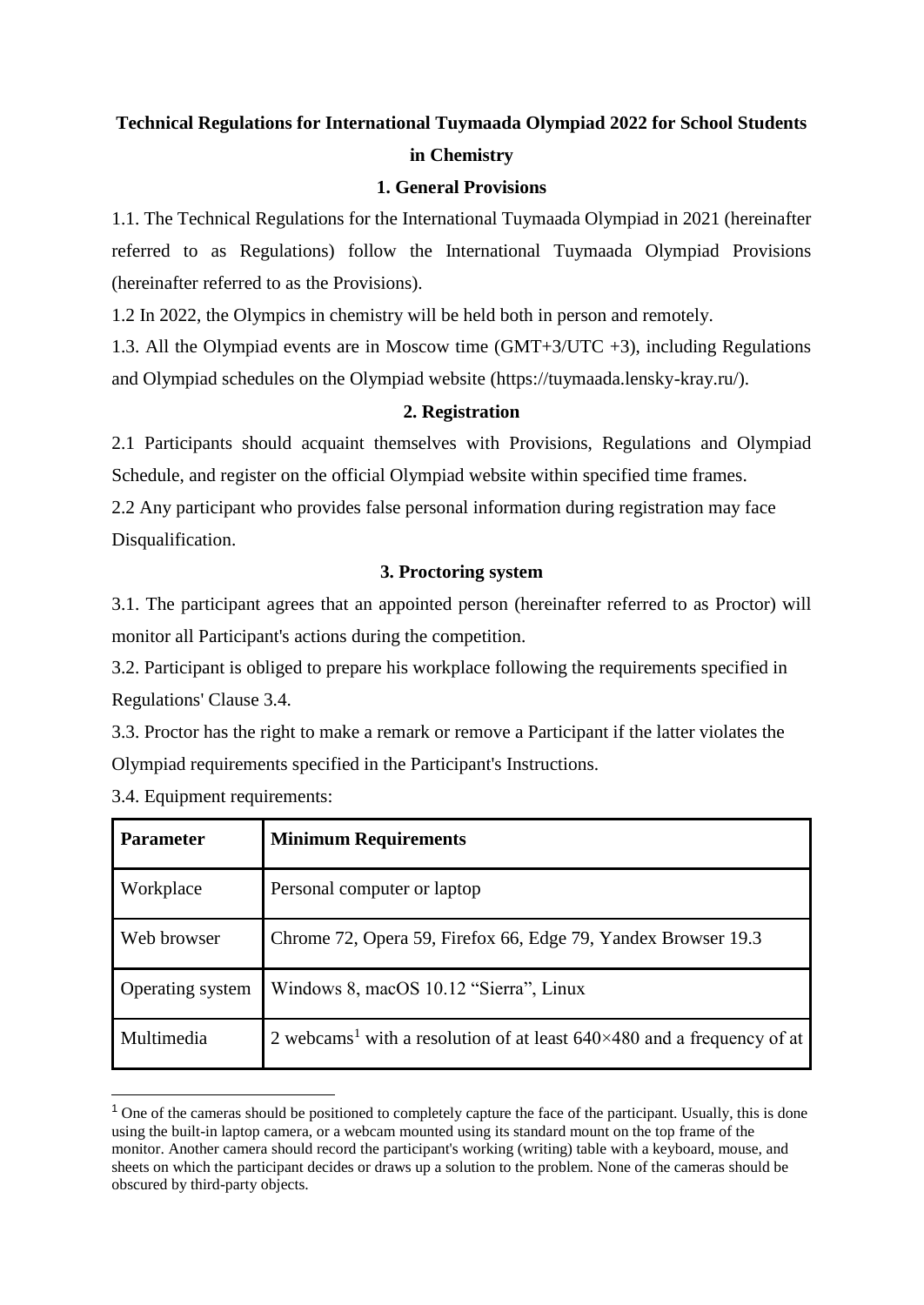# Technical Regulations for International Tuymaada Olympiad 2022 for School Students in Chemistry

## 1. General Provisions

1.1. The Technical Regulations for the International Tuymaada Olympiad in 2021 (hereinafter referred to as Regulations) follow the International Tuymaada Olympiad Provisions (hereinafter referred to as the Provisions).

1.2 In 2022, the Olympics in chemistry will be held both in person and remotely.

1.3. All the Olympiad events are in Moscow time (GMT+3/UTC +3), including Regulations and Olympiad schedules on the Olympiad website (https://tuymaada.lensky-kray.ru/).

## 2. Registration

2.1 Participants should acquaint themselves with Provisions, Regulations and Olympiad Schedule, and register on the official Olympiad website within specified time frames.

2.2 Any participant who provides false personal information during registration may face Disqualification.

## 3. Proctoring system

3.1. The participant agrees that an appointed person (hereinafter referred to as Proctor) will monitor all Participant's actions during the competition.

3.2. Participant is obliged to prepare his workplace following the requirements specified in Regulations' Clause 3.4.

3.3. Proctor has the right to make a remark or remove a Participant if the latter violates the Olympiad requirements specified in the Participant's Instructions.

3.4. Equipment requirements:

| Parameter | Minimum Requirements |
|---|---|
| Workplace | Personal computer or laptop |
| Web browser | Chrome 72, Opera 59, Firefox 66, Edge 79, Yandex Browser 19.3 |
| Operating system | Windows 8, macOS 10.12 “Sierra”, Linux |
| Multimedia | 2 webcams[1] with a resolution of at least 640×480 and a frequency of at |

[1] One of the cameras should be positioned to completely capture the face of the participant. Usually, this is done using the built-in laptop camera, or a webcam mounted using its standard mount on the top frame of the monitor. Another camera should record the participant's working (writing) table with a keyboard, mouse, and sheets on which the participant decides or draws up a solution to the problem. None of the cameras should be obscured by third-party objects.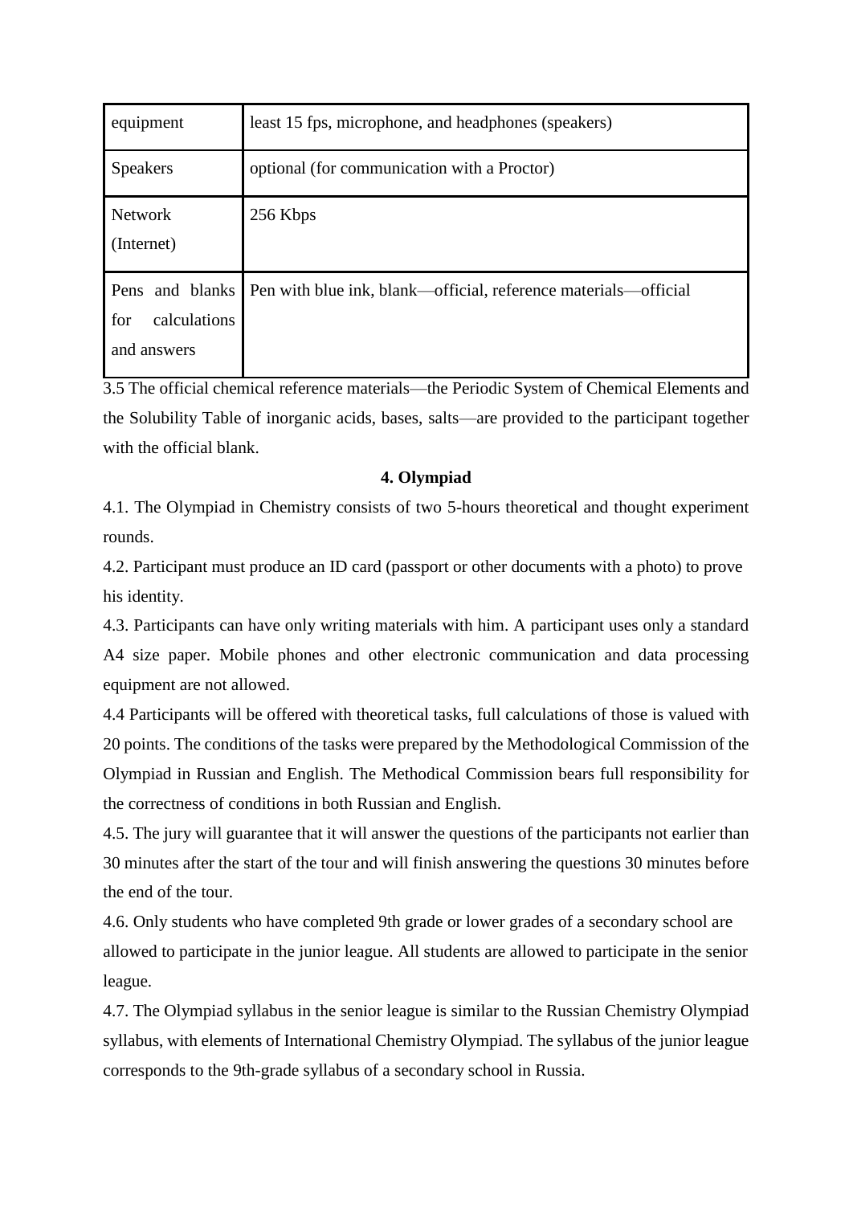| | |
|---|---|
| equipment | least 15 fps, microphone, and headphones (speakers) |
| Speakers | optional (for communication with a Proctor) |
| Network (Internet) | 256 Kbps |
| Pens and blanks for calculations and answers | Pen with blue ink, blank—official, reference materials—official |

3.5 The official chemical reference materials—the Periodic System of Chemical Elements and the Solubility Table of inorganic acids, bases, salts—are provided to the participant together with the official blank.

**4. Olympiad**

4.1. The Olympiad in Chemistry consists of two 5-hours theoretical and thought experiment rounds.

4.2. Participant must produce an ID card (passport or other documents with a photo) to prove his identity.

4.3. Participants can have only writing materials with him. A participant uses only a standard A4 size paper. Mobile phones and other electronic communication and data processing equipment are not allowed.

4.4 Participants will be offered with theoretical tasks, full calculations of those is valued with 20 points. The conditions of the tasks were prepared by the Methodological Commission of the Olympiad in Russian and English. The Methodical Commission bears full responsibility for the correctness of conditions in both Russian and English.

4.5. The jury will guarantee that it will answer the questions of the participants not earlier than 30 minutes after the start of the tour and will finish answering the questions 30 minutes before the end of the tour.

4.6. Only students who have completed 9th grade or lower grades of a secondary school are allowed to participate in the junior league. All students are allowed to participate in the senior league.

4.7. The Olympiad syllabus in the senior league is similar to the Russian Chemistry Olympiad syllabus, with elements of International Chemistry Olympiad. The syllabus of the junior league corresponds to the 9th-grade syllabus of a secondary school in Russia.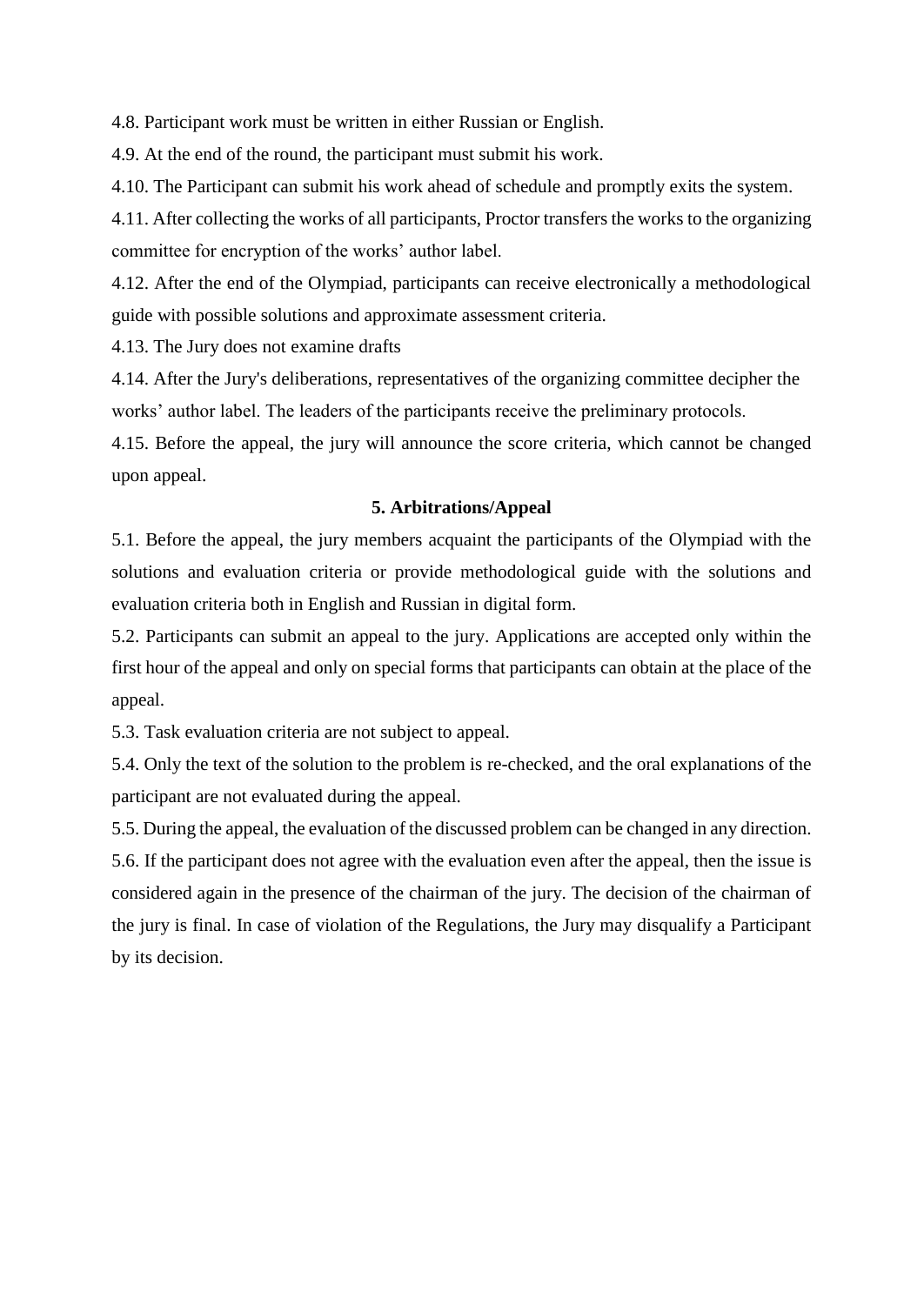4.8. Participant work must be written in either Russian or English.

4.9. At the end of the round, the participant must submit his work.

4.10. The Participant can submit his work ahead of schedule and promptly exits the system.

4.11. After collecting the works of all participants, Proctor transfers the works to the organizing committee for encryption of the works' author label.

4.12. After the end of the Olympiad, participants can receive electronically a methodological guide with possible solutions and approximate assessment criteria.

4.13. The Jury does not examine drafts

4.14. After the Jury's deliberations, representatives of the organizing committee decipher the works' author label. The leaders of the participants receive the preliminary protocols.

4.15. Before the appeal, the jury will announce the score criteria, which cannot be changed upon appeal.

## 5. Arbitrations/Appeal

5.1. Before the appeal, the jury members acquaint the participants of the Olympiad with the solutions and evaluation criteria or provide methodological guide with the solutions and evaluation criteria both in English and Russian in digital form.

5.2. Participants can submit an appeal to the jury. Applications are accepted only within the first hour of the appeal and only on special forms that participants can obtain at the place of the appeal.

5.3. Task evaluation criteria are not subject to appeal.

5.4. Only the text of the solution to the problem is re-checked, and the oral explanations of the participant are not evaluated during the appeal.

5.5. During the appeal, the evaluation of the discussed problem can be changed in any direction.

5.6. If the participant does not agree with the evaluation even after the appeal, then the issue is considered again in the presence of the chairman of the jury. The decision of the chairman of the jury is final. In case of violation of the Regulations, the Jury may disqualify a Participant by its decision.